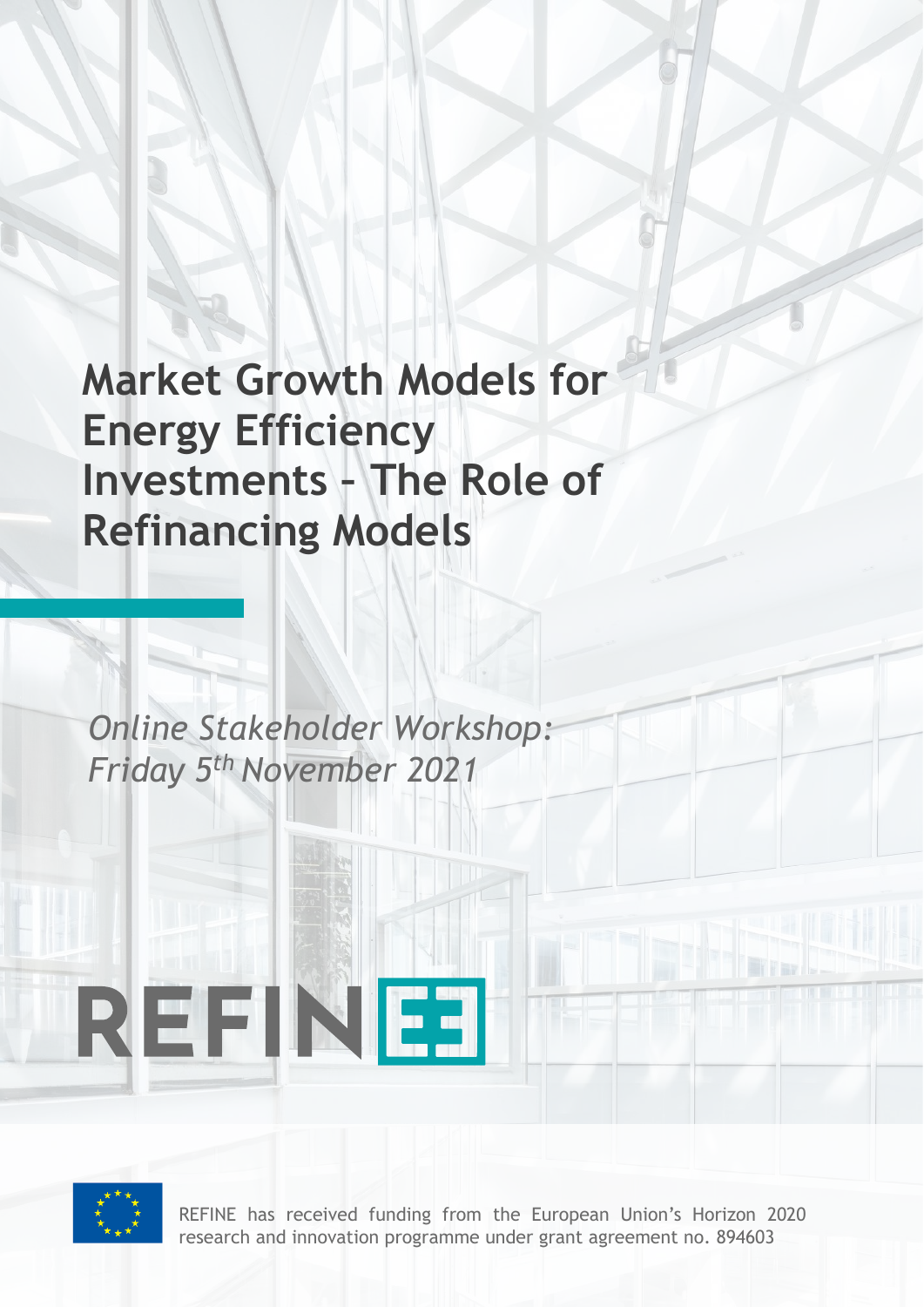# Market Growth Models for Energy Efficiency Investments – The Role of Refinancing Models

*Online Stakeholder Workshop: Friday 5th November 2021*

REFINE

REFINE has received funding from the European Union's Horizon 2020 research and innovation programme under grant agreement no. 894603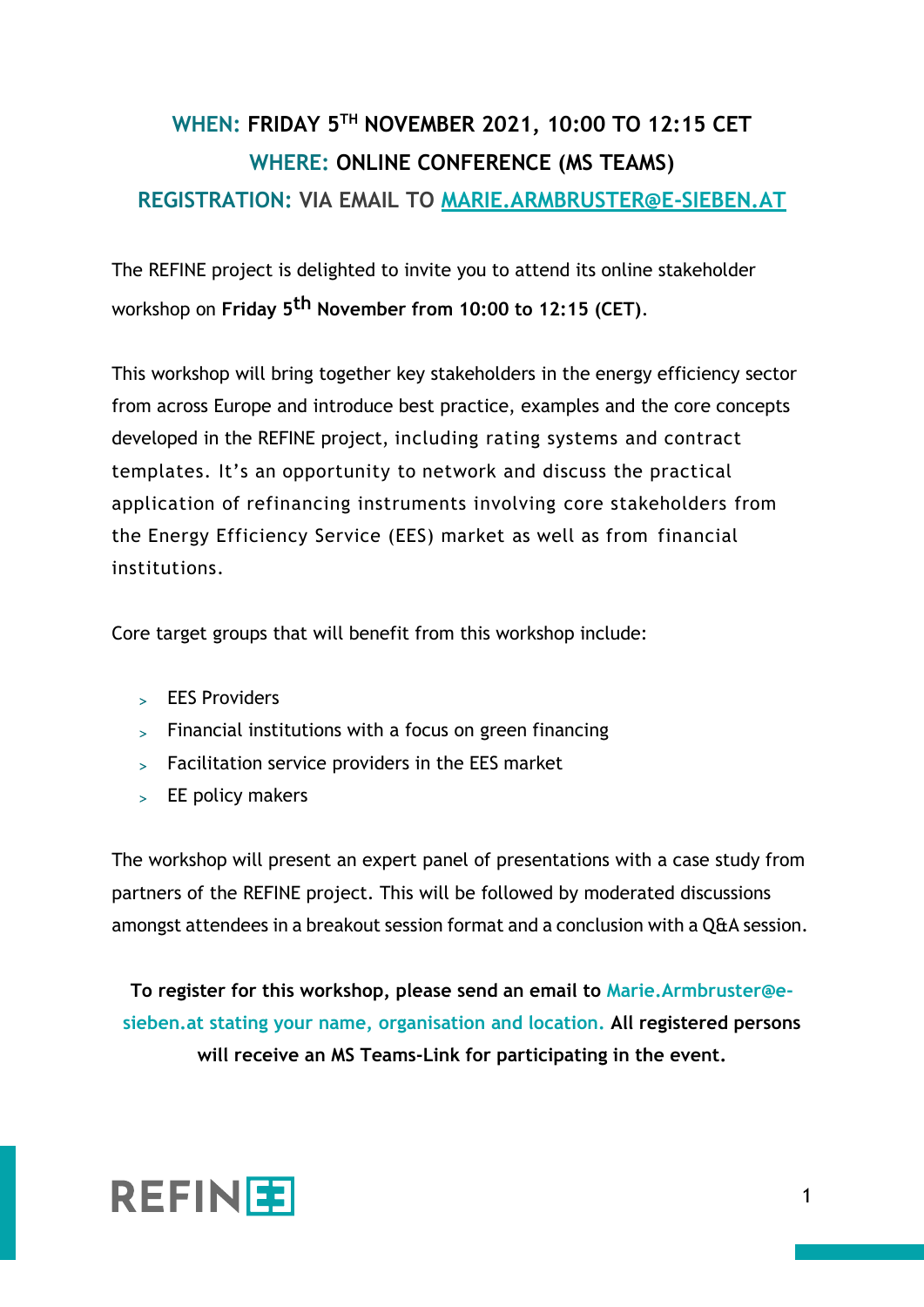**WHEN: FRIDAY 5TH NOVEMBER 2021, 10:00 TO 12:15 CET**

**WHERE: ONLINE CONFERENCE (MS TEAMS)**

**REGISTRATION: VIA EMAIL TO MARIE.ARMBRUSTER@E-SIEBEN.AT**

The REFINE project is delighted to invite you to attend its online stakeholder workshop on **Friday 5th November from 10:00 to 12:15 (CET)**.

This workshop will bring together key stakeholders in the energy efficiency sector from across Europe and introduce best practice, examples and the core concepts developed in the REFINE project, including rating systems and contract templates. It's an opportunity to network and discuss the practical application of refinancing instruments involving core stakeholders from the Energy Efficiency Service (EES) market as well as from financial institutions.

Core target groups that will benefit from this workshop include:

- EES Providers
- Financial institutions with a focus on green financing
- Facilitation service providers in the EES market
- EE policy makers

The workshop will present an expert panel of presentations with a case study from partners of the REFINE project. This will be followed by moderated discussions amongst attendees in a breakout session format and a conclusion with a Q&A session.

**To register for this workshop, please send an email to Marie.Armbruster@e-sieben.at stating your name, organisation and location. All registered persons will receive an MS Teams-Link for participating in the event.**

REFINE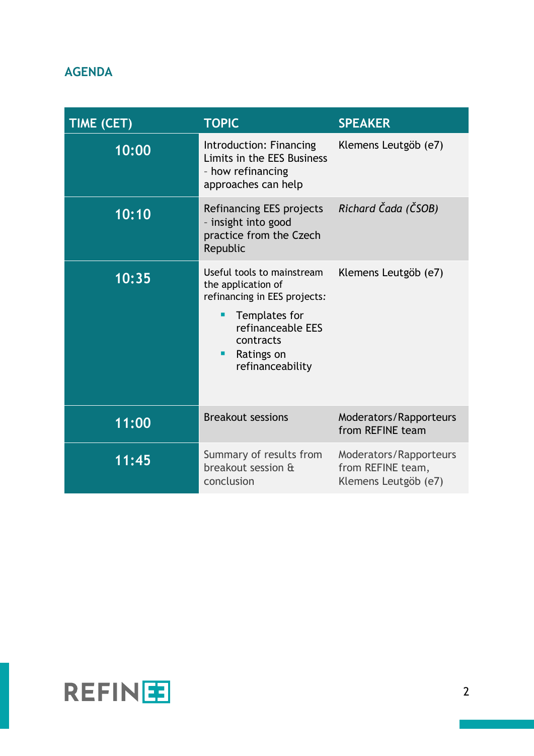## AGENDA

| TIME (CET) | TOPIC | SPEAKER |
|---|---|---|
| 10:00 | Introduction: Financing Limits in the EES Business - how refinancing approaches can help | Klemens Leutgöb (e7) |
| 10:10 | Refinancing EES projects - insight into good practice from the Czech Republic | *Richard Čada (ČSOB)* |
| 10:35 | Useful tools to mainstream the application of refinancing in EES projects:<br>- Templates for refinanceable EES contracts<br>- Ratings on refinanceability | Klemens Leutgöb (e7) |
| 11:00 | Breakout sessions | Moderators/Rapporteurs from REFINE team |
| 11:45 | Summary of results from breakout session & conclusion | Moderators/Rapporteurs from REFINE team, Klemens Leutgöb (e7) |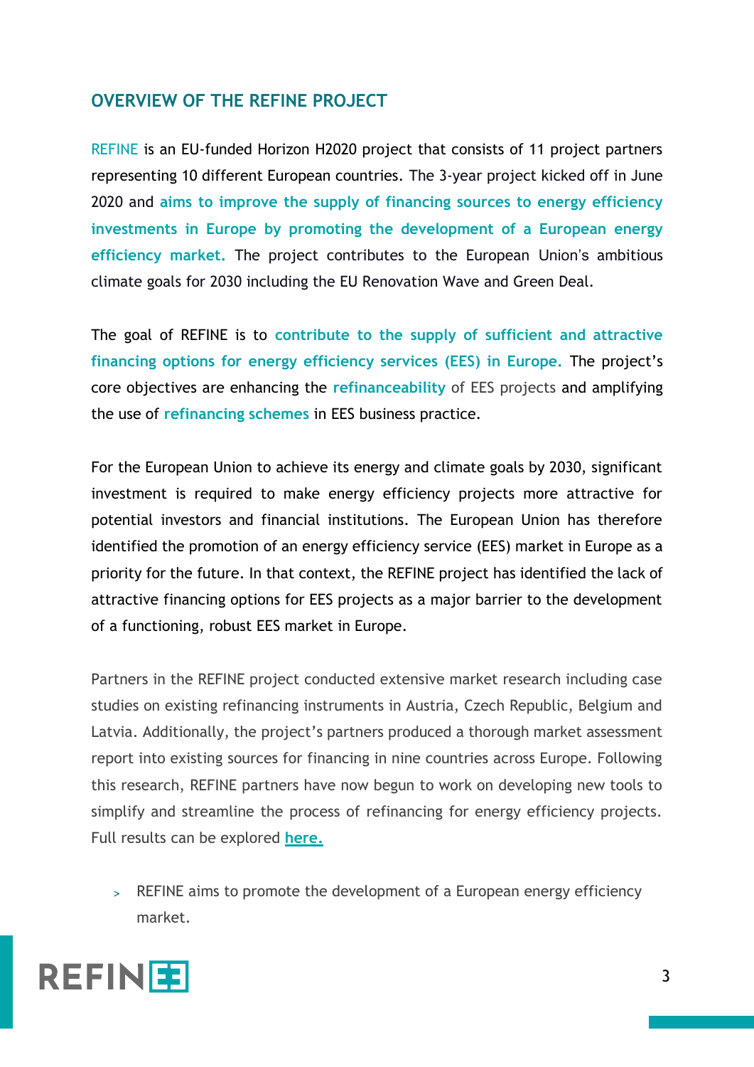## OVERVIEW OF THE REFINE PROJECT

REFINE is an EU-funded Horizon H2020 project that consists of 11 project partners representing 10 different European countries. The 3-year project kicked off in June 2020 and **aims to improve the supply of financing sources to energy efficiency investments in Europe by promoting the development of a European energy efficiency market.** The project contributes to the European Union's ambitious climate goals for 2030 including the EU Renovation Wave and Green Deal.

The goal of REFINE is to **contribute to the supply of sufficient and attractive financing options for energy efficiency services (EES) in Europe.** The project's core objectives are enhancing the **refinanceability** of EES projects and amplifying the use of **refinancing schemes** in EES business practice.

For the European Union to achieve its energy and climate goals by 2030, significant investment is required to make energy efficiency projects more attractive for potential investors and financial institutions. The European Union has therefore identified the promotion of an energy efficiency service (EES) market in Europe as a priority for the future. In that context, the REFINE project has identified the lack of attractive financing options for EES projects as a major barrier to the development of a functioning, robust EES market in Europe.

Partners in the REFINE project conducted extensive market research including case studies on existing refinancing instruments in Austria, Czech Republic, Belgium and Latvia. Additionally, the project's partners produced a thorough market assessment report into existing sources for financing in nine countries across Europe. Following this research, REFINE partners have now begun to work on developing new tools to simplify and streamline the process of refinancing for energy efficiency projects. Full results can be explored **here.**

- REFINE aims to promote the development of a European energy efficiency market.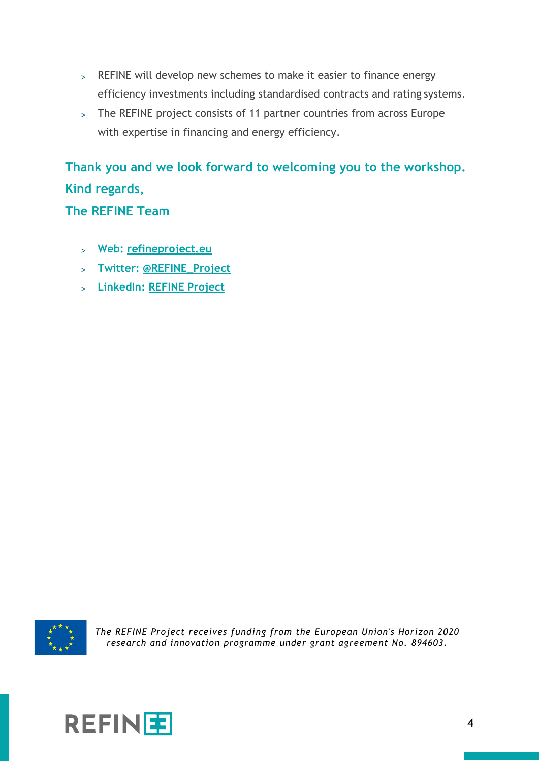- REFINE will develop new schemes to make it easier to finance energy efficiency investments including standardised contracts and rating systems.
- The REFINE project consists of 11 partner countries from across Europe with expertise in financing and energy efficiency.

**Thank you and we look forward to welcoming you to the workshop.**
**Kind regards,**
**The REFINE Team**

- **Web: refineproject.eu**
- **Twitter: @REFINE_Project**
- **LinkedIn: REFINE Project**

*The REFINE Project receives funding from the European Union's Horizon 2020 research and innovation programme under grant agreement No. 894603.*